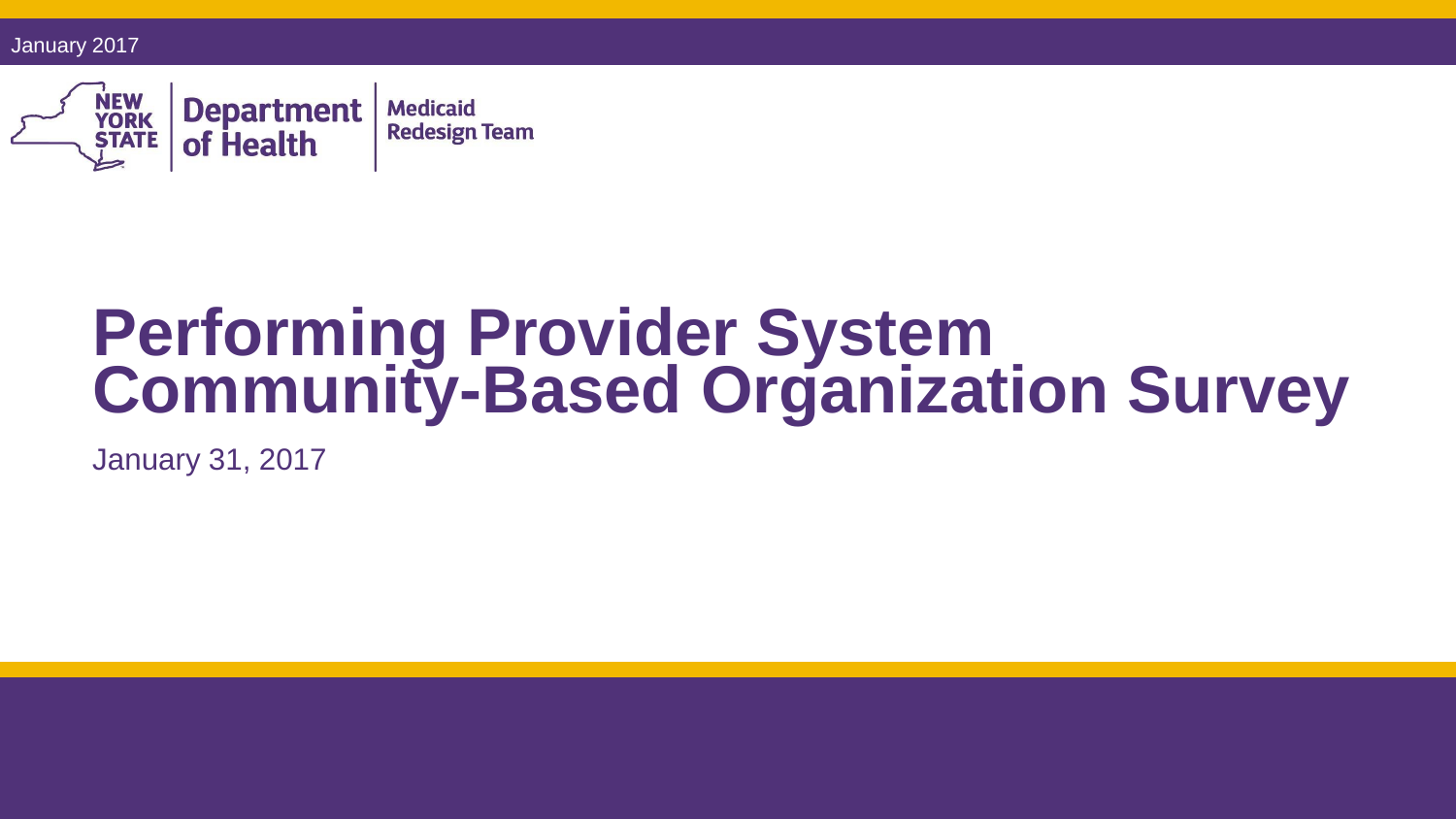January 2017

New York State Department of Health | Medicaid Redesign Team

# Performing Provider System Community-Based Organization Survey

January 31, 2017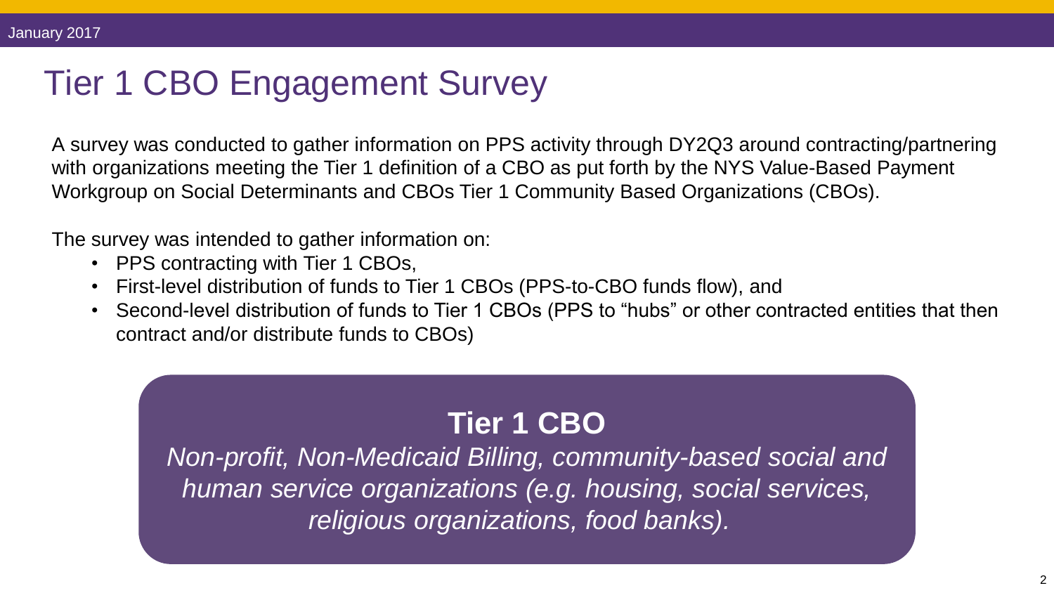# Tier 1 CBO Engagement Survey

A survey was conducted to gather information on PPS activity through DY2Q3 around contracting/partnering with organizations meeting the Tier 1 definition of a CBO as put forth by the NYS Value-Based Payment Workgroup on Social Determinants and CBOs Tier 1 Community Based Organizations (CBOs).

The survey was intended to gather information on:

- PPS contracting with Tier 1 CBOs,
- First-level distribution of funds to Tier 1 CBOs (PPS-to-CBO funds flow), and
- Second-level distribution of funds to Tier 1 CBOs (PPS to "hubs" or other contracted entities that then contract and/or distribute funds to CBOs)

**Tier 1 CBO**

*Non-profit, Non-Medicaid Billing, community-based social and human service organizations (e.g. housing, social services, religious organizations, food banks).*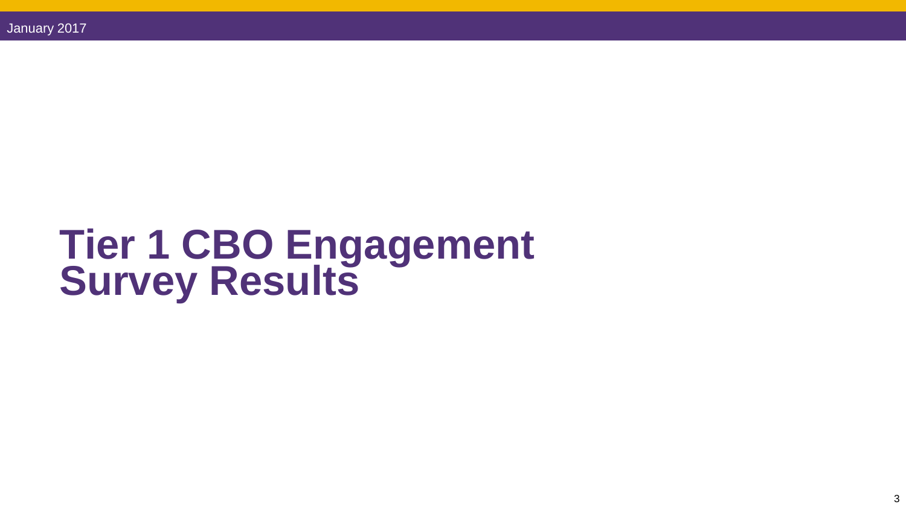# Tier 1 CBO Engagement Survey Results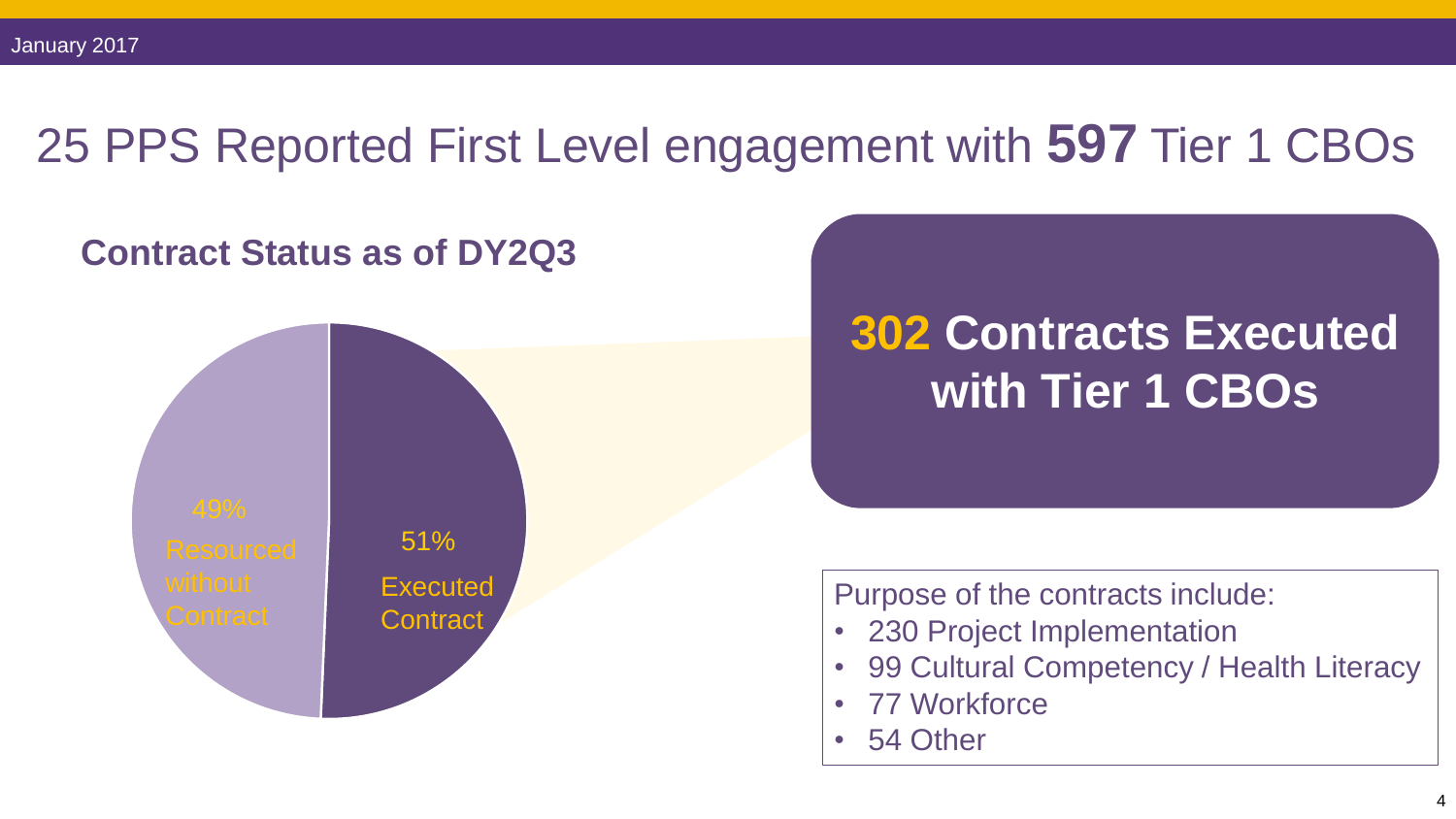# 25 PPS Reported First Level engagement with **597** Tier 1 CBOs

## Contract Status as of DY2Q3

49% Resourced without Contract

51% Executed Contract

**302 Contracts Executed with Tier 1 CBOs**

Purpose of the contracts include:

- 230 Project Implementation
- 99 Cultural Competency / Health Literacy
- 77 Workforce
- 54 Other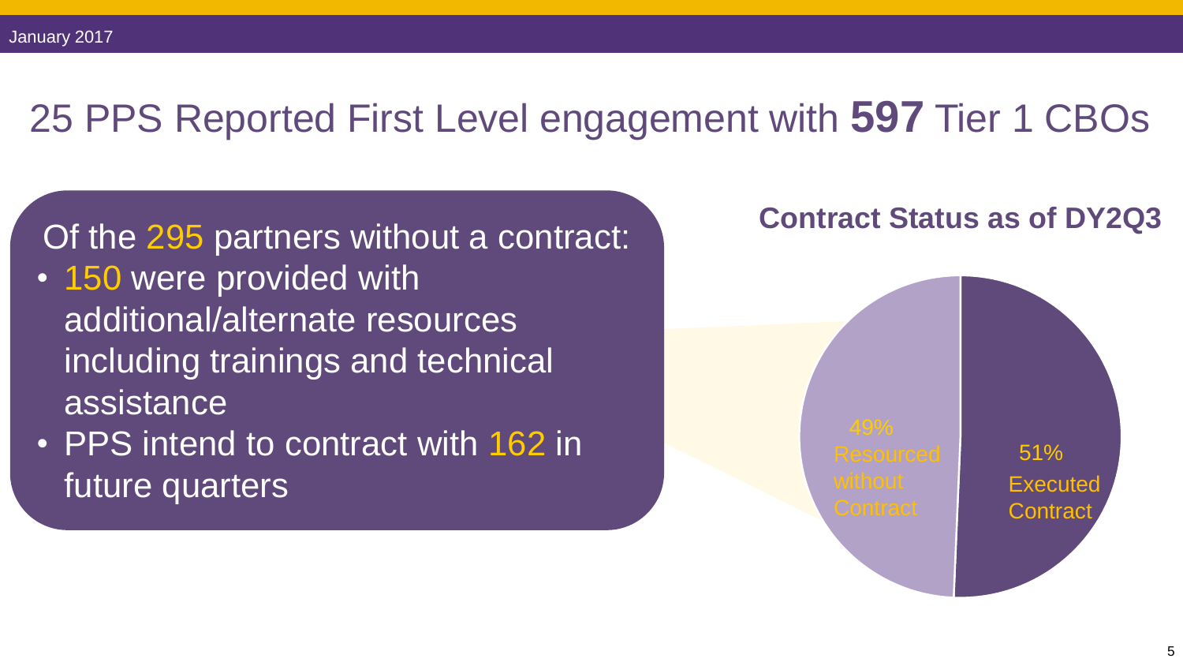# 25 PPS Reported First Level engagement with **597** Tier 1 CBOs

Of the 295 partners without a contract:

- 150 were provided with additional/alternate resources including trainings and technical assistance
- PPS intend to contract with 162 in future quarters

**Contract Status as of DY2Q3**

49% Resourced without Contract

51% Executed Contract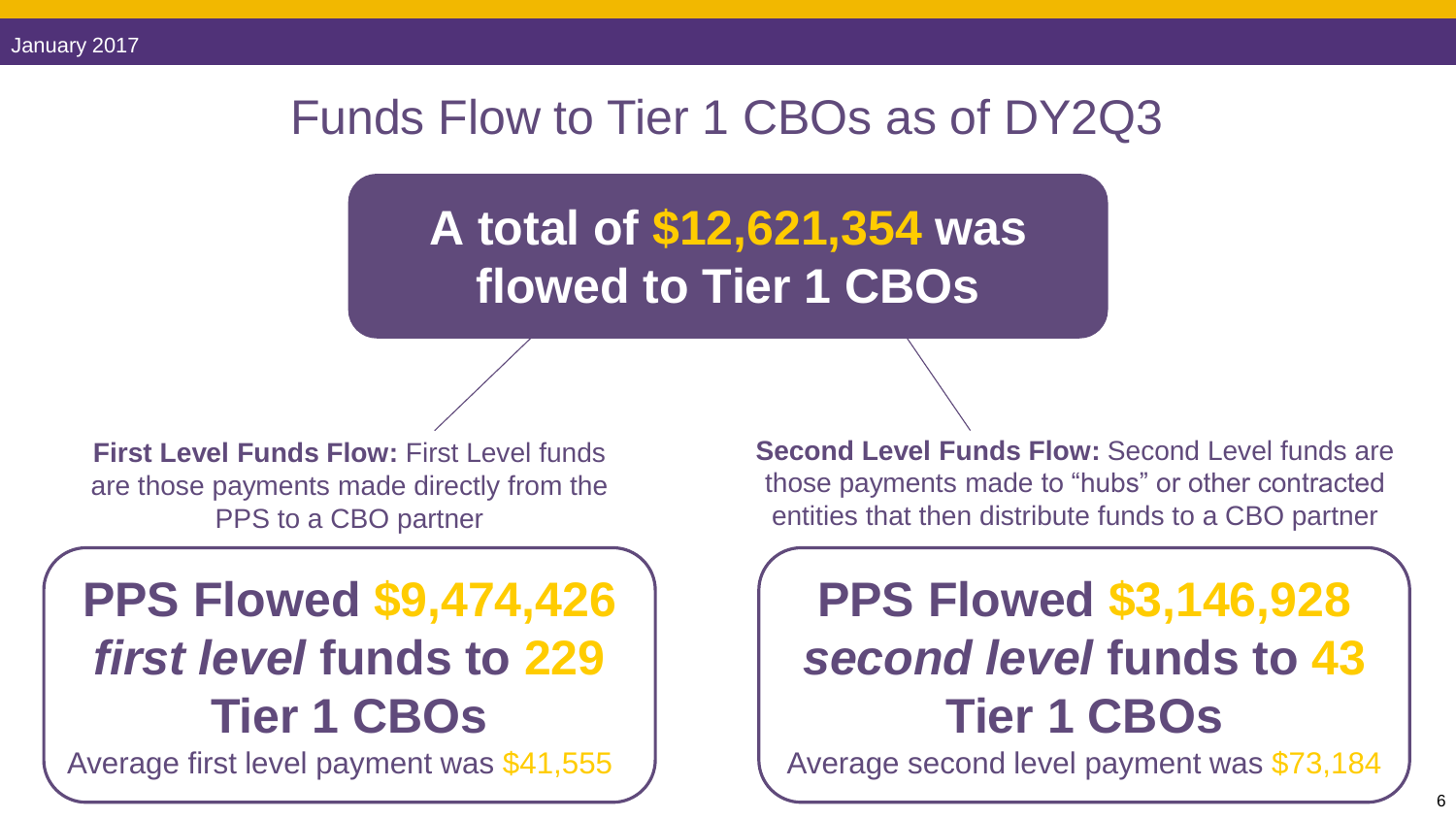# Funds Flow to Tier 1 CBOs as of DY2Q3

**A total of $12,621,354 was flowed to Tier 1 CBOs**

**First Level Funds Flow:** First Level funds are those payments made directly from the PPS to a CBO partner

**PPS Flowed $9,474,426 *first level* funds to 229 Tier 1 CBOs**

Average first level payment was $41,555

**Second Level Funds Flow:** Second Level funds are those payments made to "hubs" or other contracted entities that then distribute funds to a CBO partner

**PPS Flowed $3,146,928 *second level* funds to 43 Tier 1 CBOs**

Average second level payment was $73,184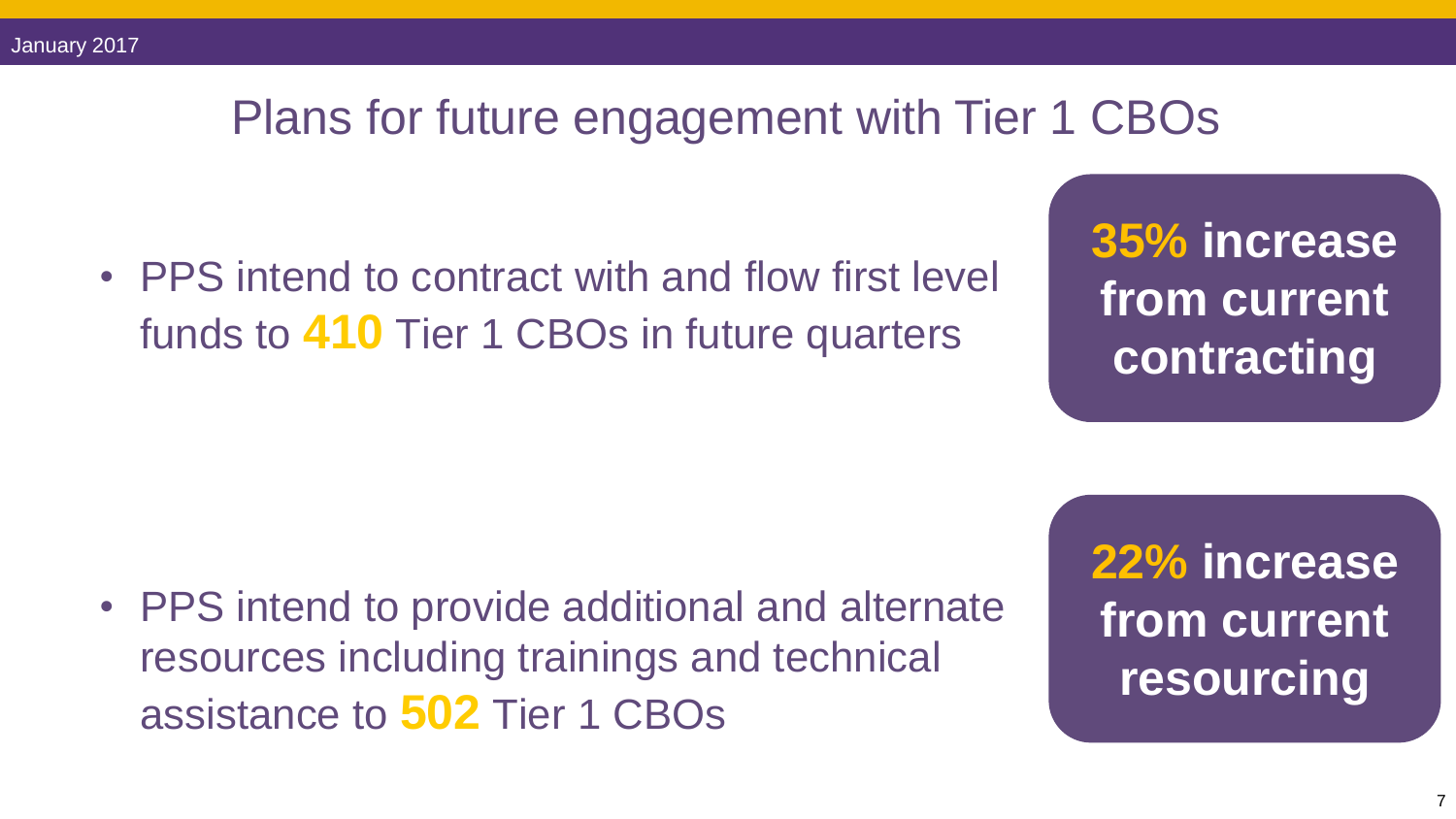# Plans for future engagement with Tier 1 CBOs

- PPS intend to contract with and flow first level funds to **410** Tier 1 CBOs in future quarters

**35% increase from current contracting**

- PPS intend to provide additional and alternate resources including trainings and technical assistance to **502** Tier 1 CBOs

**22% increase from current resourcing**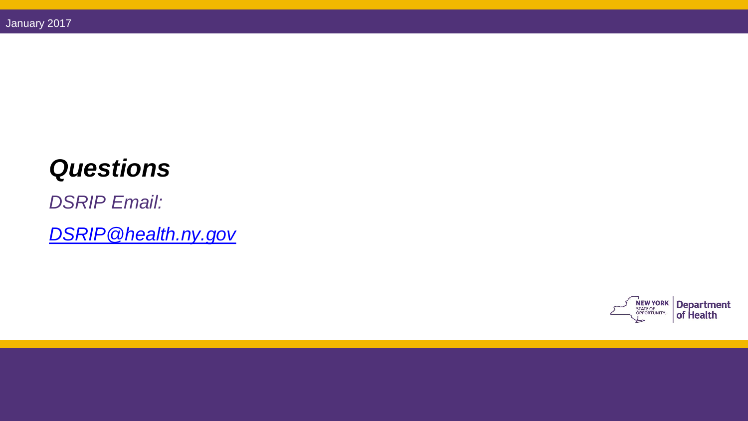# ***Questions***

*DSRIP Email:*

*[DSRIP@health.ny.gov](mailto:DSRIP@health.ny.gov)*